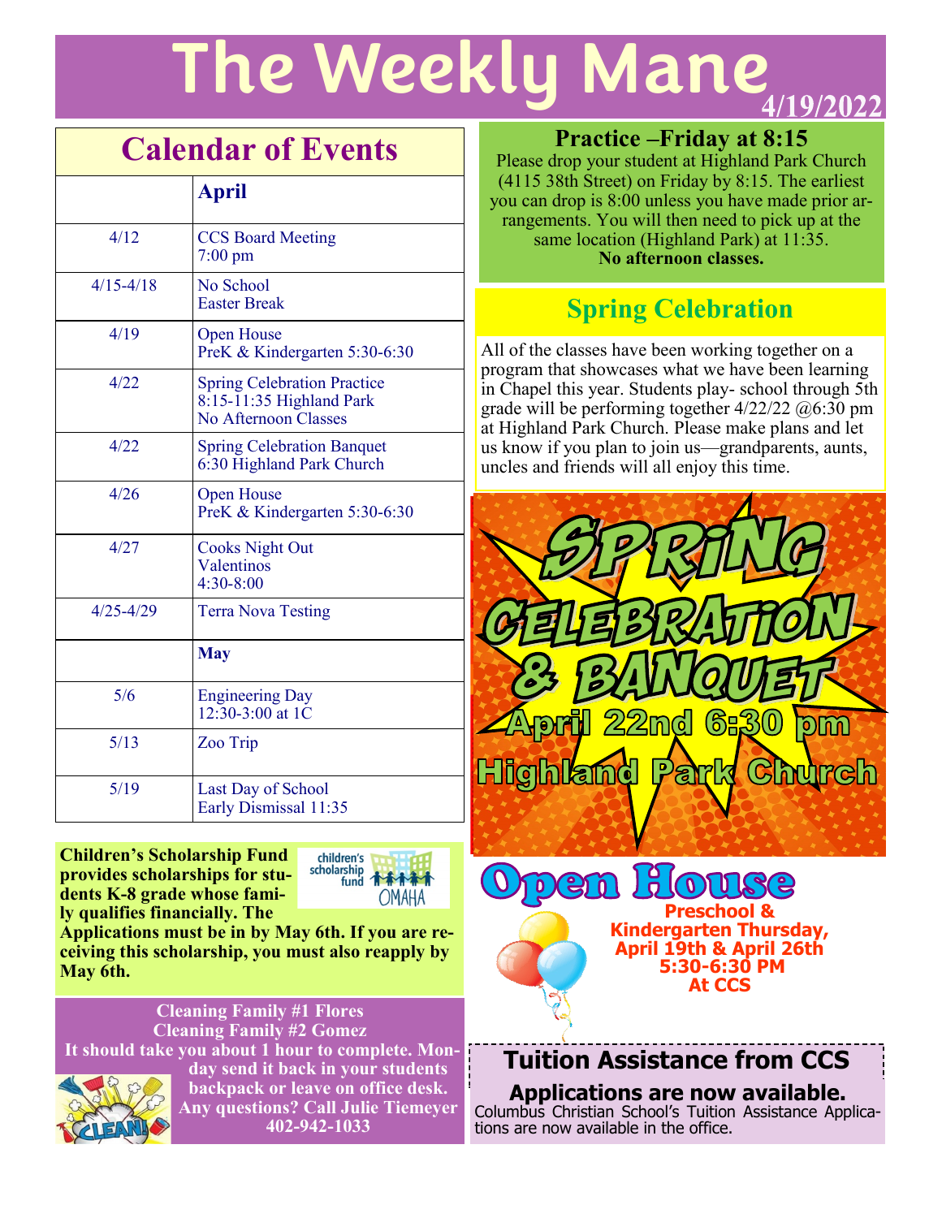# The Weekly Mane

4/19/2022

## Calendar of Events

| | April |
|---|---|
| 4/12 | CCS Board Meeting 7:00 pm |
| 4/15-4/18 | No School Easter Break |
| 4/19 | Open House PreK & Kindergarten 5:30-6:30 |
| 4/22 | Spring Celebration Practice 8:15-11:35 Highland Park No Afternoon Classes |
| 4/22 | Spring Celebration Banquet 6:30 Highland Park Church |
| 4/26 | Open House PreK & Kindergarten 5:30-6:30 |
| 4/27 | Cooks Night Out Valentinos 4:30-8:00 |
| 4/25-4/29 | Terra Nova Testing |
| | **May** |
| 5/6 | Engineering Day 12:30-3:00 at 1C |
| 5/13 | Zoo Trip |
| 5/19 | Last Day of School Early Dismissal 11:35 |

**Children's Scholarship Fund provides scholarships for students K-8 grade whose family qualifies financially. The Applications must be in by May 6th. If you are receiving this scholarship, you must also reapply by May 6th.**

**Cleaning Family #1 Flores**
**Cleaning Family #2 Gomez**
**It should take you about 1 hour to complete. Monday send it back in your students backpack or leave on office desk. Any questions? Call Julie Tiemeyer 402-942-1033**

## Practice –Friday at 8:15

Please drop your student at Highland Park Church (4115 38th Street) on Friday by 8:15. The earliest you can drop is 8:00 unless you have made prior arrangements. You will then need to pick up at the same location (Highland Park) at 11:35.
**No afternoon classes.**

## Spring Celebration

All of the classes have been working together on a program that showcases what we have been learning in Chapel this year. Students play- school through 5th grade will be performing together 4/22/22 @6:30 pm at Highland Park Church. Please make plans and let us know if you plan to join us—grandparents, aunts, uncles and friends will all enjoy this time.

**SPRING CELEBRATION & BANQUET**
**April 22nd 6:30 pm**
**Highland Park Church**

## Open House

**Preschool & Kindergarten Thursday, April 19th & April 26th 5:30-6:30 PM At CCS**

## Tuition Assistance from CCS

**Applications are now available.**

Columbus Christian School's Tuition Assistance Applications are now available in the office.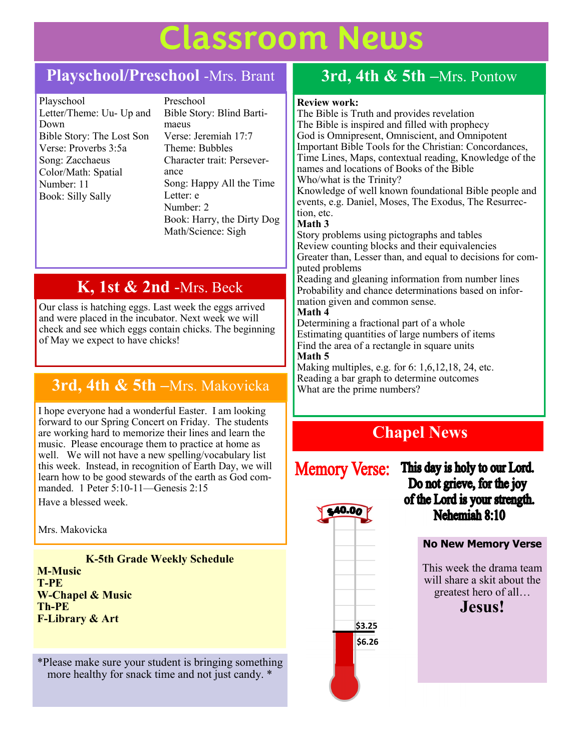# Classroom News

## Playschool/Preschool -Mrs. Brant

Playschool
Letter/Theme: Uu- Up and Down
Bible Story: The Lost Son
Verse: Proverbs 3:5a
Song: Zacchaeus
Color/Math: Spatial
Number: 11
Book: Silly Sally

Preschool
Bible Story: Blind Bartimaeus
Verse: Jeremiah 17:7
Theme: Bubbles
Character trait: Perseverance
Song: Happy All the Time
Letter: e
Number: 2
Book: Harry, the Dirty Dog
Math/Science: Sigh

## K, 1st & 2nd -Mrs. Beck

Our class is hatching eggs. Last week the eggs arrived and were placed in the incubator. Next week we will check and see which eggs contain chicks. The beginning of May we expect to have chicks!

## 3rd, 4th & 5th –Mrs. Makovicka

I hope everyone had a wonderful Easter. I am looking forward to our Spring Concert on Friday. The students are working hard to memorize their lines and learn the music. Please encourage them to practice at home as well. We will not have a new spelling/vocabulary list this week. Instead, in recognition of Earth Day, we will learn how to be good stewards of the earth as God commanded. 1 Peter 5:10-11—Genesis 2:15

Have a blessed week.

Mrs. Makovicka

**K-5th Grade Weekly Schedule**

**M-Music**
**T-PE**
**W-Chapel & Music**
**Th-PE**
**F-Library & Art**

*Please make sure your student is bringing something more healthy for snack time and not just candy. *

## 3rd, 4th & 5th –Mrs. Pontow

**Review work:**
The Bible is Truth and provides revelation
The Bible is inspired and filled with prophecy
God is Omnipresent, Omniscient, and Omnipotent
Important Bible Tools for the Christian: Concordances, Time Lines, Maps, contextual reading, Knowledge of the names and locations of Books of the Bible
Who/what is the Trinity?
Knowledge of well known foundational Bible people and events, e.g. Daniel, Moses, The Exodus, The Resurrection, etc.

**Math 3**
Story problems using pictographs and tables
Review counting blocks and their equivalencies
Greater than, Lesser than, and equal to decisions for computed problems
Reading and gleaning information from number lines
Probability and chance determinations based on information given and common sense.

**Math 4**
Determining a fractional part of a whole
Estimating quantities of large numbers of items
Find the area of a rectangle in square units

**Math 5**
Making multiples, e.g. for 6: 1,6,12,18, 24, etc.
Reading a bar graph to determine outcomes
What are the prime numbers?

## Chapel News

**Memory Verse:** **This day is holy to our Lord. Do not grieve, for the joy of the Lord is your strength. Nehemiah 8:10**

$40.00
$3.25
$6.26

**No New Memory Verse**

This week the drama team will share a skit about the greatest hero of all…

**Jesus!**